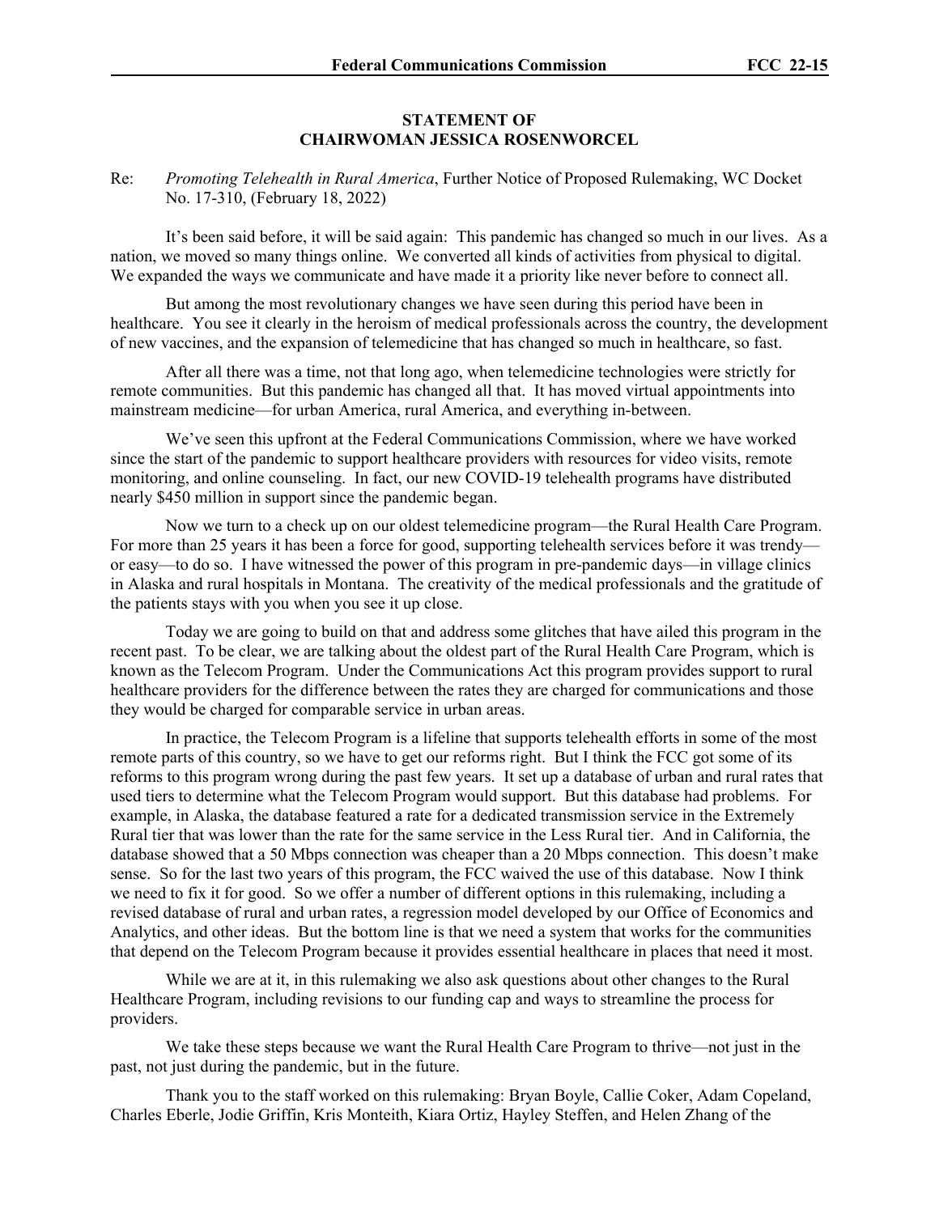**STATEMENT OF**
**CHAIRWOMAN JESSICA ROSENWORCEL**

Re: *Promoting Telehealth in Rural America*, Further Notice of Proposed Rulemaking, WC Docket No. 17-310, (February 18, 2022)

It's been said before, it will be said again: This pandemic has changed so much in our lives. As a nation, we moved so many things online. We converted all kinds of activities from physical to digital. We expanded the ways we communicate and have made it a priority like never before to connect all.

But among the most revolutionary changes we have seen during this period have been in healthcare. You see it clearly in the heroism of medical professionals across the country, the development of new vaccines, and the expansion of telemedicine that has changed so much in healthcare, so fast.

After all there was a time, not that long ago, when telemedicine technologies were strictly for remote communities. But this pandemic has changed all that. It has moved virtual appointments into mainstream medicine—for urban America, rural America, and everything in-between.

We've seen this upfront at the Federal Communications Commission, where we have worked since the start of the pandemic to support healthcare providers with resources for video visits, remote monitoring, and online counseling. In fact, our new COVID-19 telehealth programs have distributed nearly $450 million in support since the pandemic began.

Now we turn to a check up on our oldest telemedicine program—the Rural Health Care Program. For more than 25 years it has been a force for good, supporting telehealth services before it was trendy—or easy—to do so. I have witnessed the power of this program in pre-pandemic days—in village clinics in Alaska and rural hospitals in Montana. The creativity of the medical professionals and the gratitude of the patients stays with you when you see it up close.

Today we are going to build on that and address some glitches that have ailed this program in the recent past. To be clear, we are talking about the oldest part of the Rural Health Care Program, which is known as the Telecom Program. Under the Communications Act this program provides support to rural healthcare providers for the difference between the rates they are charged for communications and those they would be charged for comparable service in urban areas.

In practice, the Telecom Program is a lifeline that supports telehealth efforts in some of the most remote parts of this country, so we have to get our reforms right. But I think the FCC got some of its reforms to this program wrong during the past few years. It set up a database of urban and rural rates that used tiers to determine what the Telecom Program would support. But this database had problems. For example, in Alaska, the database featured a rate for a dedicated transmission service in the Extremely Rural tier that was lower than the rate for the same service in the Less Rural tier. And in California, the database showed that a 50 Mbps connection was cheaper than a 20 Mbps connection. This doesn't make sense. So for the last two years of this program, the FCC waived the use of this database. Now I think we need to fix it for good. So we offer a number of different options in this rulemaking, including a revised database of rural and urban rates, a regression model developed by our Office of Economics and Analytics, and other ideas. But the bottom line is that we need a system that works for the communities that depend on the Telecom Program because it provides essential healthcare in places that need it most.

While we are at it, in this rulemaking we also ask questions about other changes to the Rural Healthcare Program, including revisions to our funding cap and ways to streamline the process for providers.

We take these steps because we want the Rural Health Care Program to thrive—not just in the past, not just during the pandemic, but in the future.

Thank you to the staff worked on this rulemaking: Bryan Boyle, Callie Coker, Adam Copeland, Charles Eberle, Jodie Griffin, Kris Monteith, Kiara Ortiz, Hayley Steffen, and Helen Zhang of the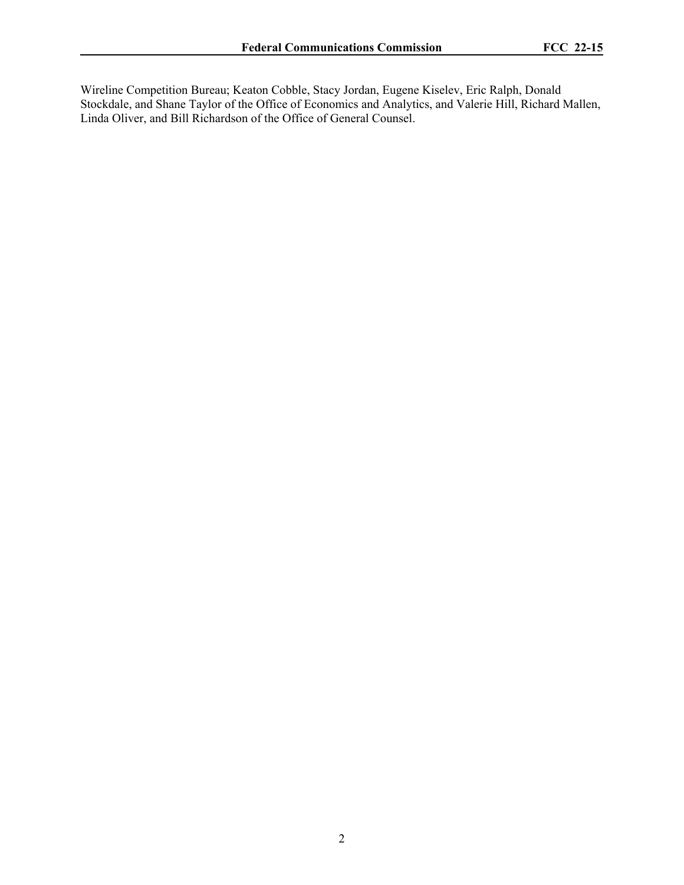Wireline Competition Bureau; Keaton Cobble, Stacy Jordan, Eugene Kiselev, Eric Ralph, Donald Stockdale, and Shane Taylor of the Office of Economics and Analytics, and Valerie Hill, Richard Mallen, Linda Oliver, and Bill Richardson of the Office of General Counsel.